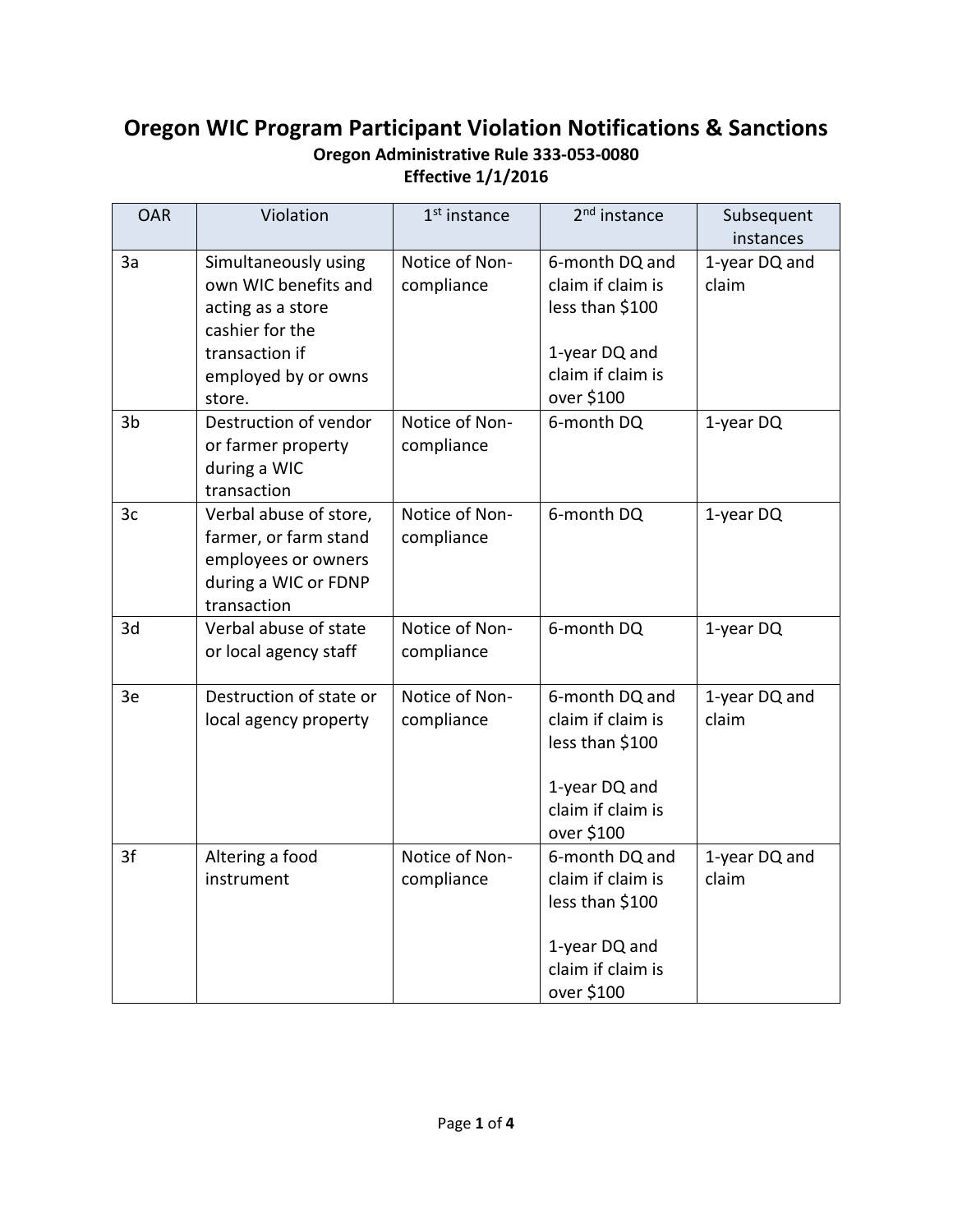# Oregon WIC Program Participant Violation Notifications & Sanctions

**Oregon Administrative Rule 333-053-0080**
**Effective 1/1/2016**

| OAR | Violation | 1st instance | 2nd instance | Subsequent instances |
|---|---|---|---|---|
| 3a | Simultaneously using own WIC benefits and acting as a store cashier for the transaction if employed by or owns store. | Notice of Non-compliance | 6-month DQ and claim if claim is less than $100<br><br>1-year DQ and claim if claim is over $100 | 1-year DQ and claim |
| 3b | Destruction of vendor or farmer property during a WIC transaction | Notice of Non-compliance | 6-month DQ | 1-year DQ |
| 3c | Verbal abuse of store, farmer, or farm stand employees or owners during a WIC or FDNP transaction | Notice of Non-compliance | 6-month DQ | 1-year DQ |
| 3d | Verbal abuse of state or local agency staff | Notice of Non-compliance | 6-month DQ | 1-year DQ |
| 3e | Destruction of state or local agency property | Notice of Non-compliance | 6-month DQ and claim if claim is less than $100<br><br>1-year DQ and claim if claim is over $100 | 1-year DQ and claim |
| 3f | Altering a food instrument | Notice of Non-compliance | 6-month DQ and claim if claim is less than $100<br><br>1-year DQ and claim if claim is over $100 | 1-year DQ and claim |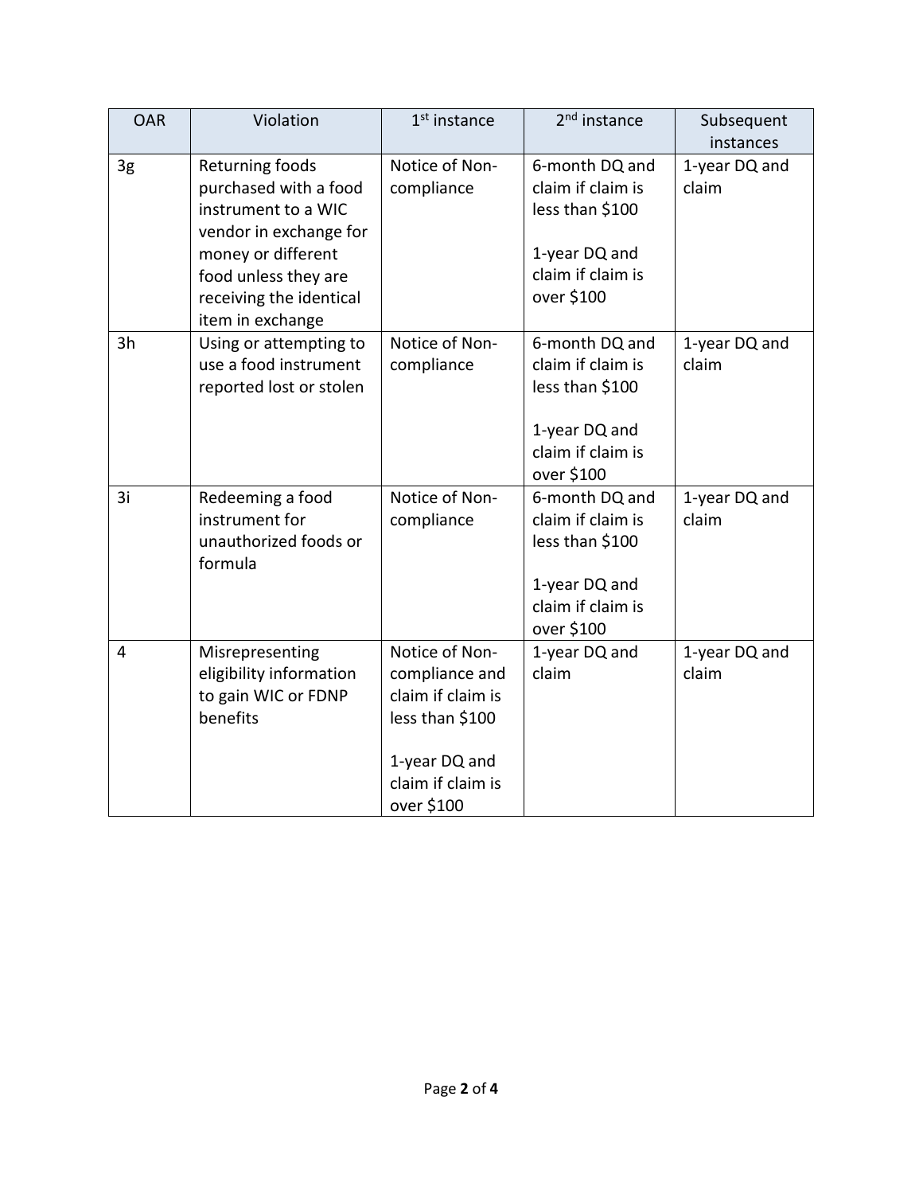| OAR | Violation | 1st instance | 2nd instance | Subsequent instances |
|---|---|---|---|---|
| 3g | Returning foods purchased with a food instrument to a WIC vendor in exchange for money or different food unless they are receiving the identical item in exchange | Notice of Non-compliance | 6-month DQ and claim if claim is less than $100<br><br>1-year DQ and claim if claim is over $100 | 1-year DQ and claim |
| 3h | Using or attempting to use a food instrument reported lost or stolen | Notice of Non-compliance | 6-month DQ and claim if claim is less than $100<br><br>1-year DQ and claim if claim is over $100 | 1-year DQ and claim |
| 3i | Redeeming a food instrument for unauthorized foods or formula | Notice of Non-compliance | 6-month DQ and claim if claim is less than $100<br><br>1-year DQ and claim if claim is over $100 | 1-year DQ and claim |
| 4 | Misrepresenting eligibility information to gain WIC or FDNP benefits | Notice of Non-compliance and claim if claim is less than $100<br><br>1-year DQ and claim if claim is over $100 | 1-year DQ and claim | 1-year DQ and claim |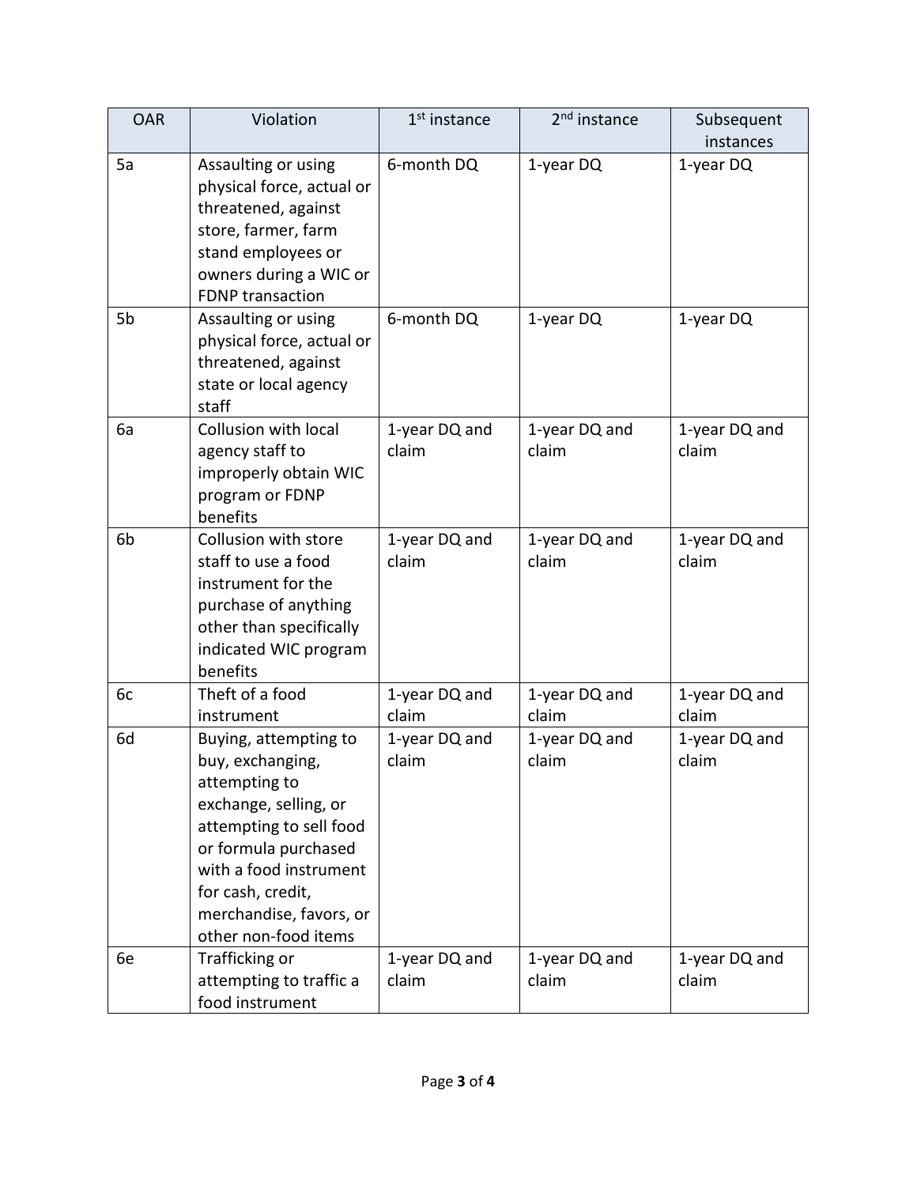| OAR | Violation | 1st instance | 2nd instance | Subsequent instances |
|---|---|---|---|---|
| 5a | Assaulting or using physical force, actual or threatened, against store, farmer, farm stand employees or owners during a WIC or FDNP transaction | 6-month DQ | 1-year DQ | 1-year DQ |
| 5b | Assaulting or using physical force, actual or threatened, against state or local agency staff | 6-month DQ | 1-year DQ | 1-year DQ |
| 6a | Collusion with local agency staff to improperly obtain WIC program or FDNP benefits | 1-year DQ and claim | 1-year DQ and claim | 1-year DQ and claim |
| 6b | Collusion with store staff to use a food instrument for the purchase of anything other than specifically indicated WIC program benefits | 1-year DQ and claim | 1-year DQ and claim | 1-year DQ and claim |
| 6c | Theft of a food instrument | 1-year DQ and claim | 1-year DQ and claim | 1-year DQ and claim |
| 6d | Buying, attempting to buy, exchanging, attempting to exchange, selling, or attempting to sell food or formula purchased with a food instrument for cash, credit, merchandise, favors, or other non-food items | 1-year DQ and claim | 1-year DQ and claim | 1-year DQ and claim |
| 6e | Trafficking or attempting to traffic a food instrument | 1-year DQ and claim | 1-year DQ and claim | 1-year DQ and claim |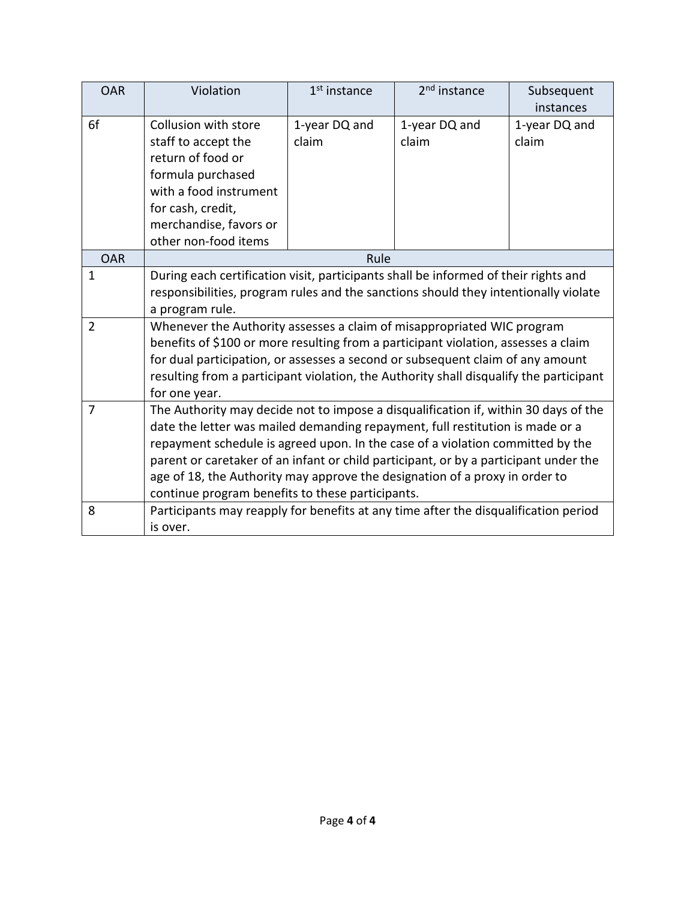| OAR | Violation | 1st instance | 2nd instance | Subsequent instances |
|---|---|---|---|---|
| 6f | Collusion with store staff to accept the return of food or formula purchased with a food instrument for cash, credit, merchandise, favors or other non-food items | 1-year DQ and claim | 1-year DQ and claim | 1-year DQ and claim |

| OAR | Rule |
|---|---|
| 1 | During each certification visit, participants shall be informed of their rights and responsibilities, program rules and the sanctions should they intentionally violate a program rule. |
| 2 | Whenever the Authority assesses a claim of misappropriated WIC program benefits of $100 or more resulting from a participant violation, assesses a claim for dual participation, or assesses a second or subsequent claim of any amount resulting from a participant violation, the Authority shall disqualify the participant for one year. |
| 7 | The Authority may decide not to impose a disqualification if, within 30 days of the date the letter was mailed demanding repayment, full restitution is made or a repayment schedule is agreed upon. In the case of a violation committed by the parent or caretaker of an infant or child participant, or by a participant under the age of 18, the Authority may approve the designation of a proxy in order to continue program benefits to these participants. |
| 8 | Participants may reapply for benefits at any time after the disqualification period is over. |